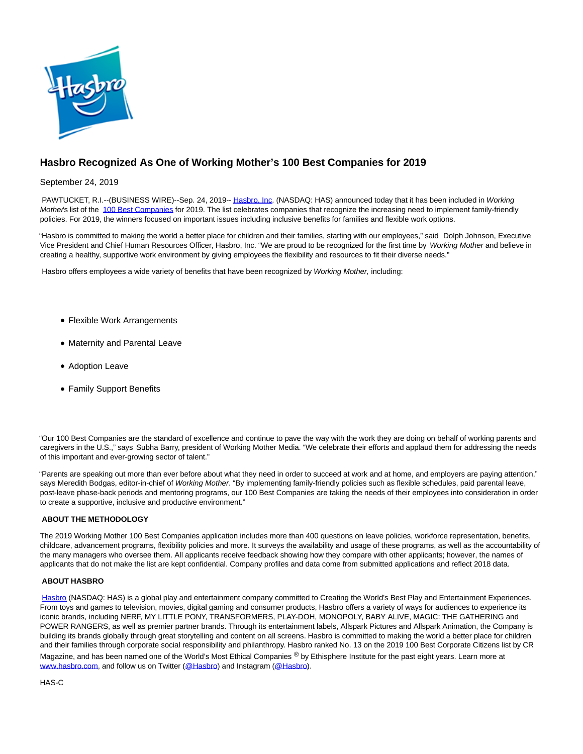# Hasbro Recognized As One of Working Mother's 100 Best Companies for 2019

September 24, 2019

PAWTUCKET, R.I.--(BUSINESS WIRE)--Sep. 24, 2019-- Hasbro, Inc. (NASDAQ: HAS) announced today that it has been included in *Working Mother*'s list of the 100 Best Companies for 2019. The list celebrates companies that recognize the increasing need to implement family-friendly policies. For 2019, the winners focused on important issues including inclusive benefits for families and flexible work options.

"Hasbro is committed to making the world a better place for children and their families, starting with our employees," said Dolph Johnson, Executive Vice President and Chief Human Resources Officer, Hasbro, Inc. "We are proud to be recognized for the first time by *Working Mother* and believe in creating a healthy, supportive work environment by giving employees the flexibility and resources to fit their diverse needs."

Hasbro offers employees a wide variety of benefits that have been recognized by *Working Mother,* including:

- Flexible Work Arrangements
- Maternity and Parental Leave
- Adoption Leave
- Family Support Benefits

"Our 100 Best Companies are the standard of excellence and continue to pave the way with the work they are doing on behalf of working parents and caregivers in the U.S.," says Subha Barry, president of Working Mother Media. "We celebrate their efforts and applaud them for addressing the needs of this important and ever-growing sector of talent."

"Parents are speaking out more than ever before about what they need in order to succeed at work and at home, and employers are paying attention," says Meredith Bodgas, editor-in-chief of *Working Mother*. "By implementing family-friendly policies such as flexible schedules, paid parental leave, post-leave phase-back periods and mentoring programs, our 100 Best Companies are taking the needs of their employees into consideration in order to create a supportive, inclusive and productive environment."

**ABOUT THE METHODOLOGY**

The 2019 Working Mother 100 Best Companies application includes more than 400 questions on leave policies, workforce representation, benefits, childcare, advancement programs, flexibility policies and more. It surveys the availability and usage of these programs, as well as the accountability of the many managers who oversee them. All applicants receive feedback showing how they compare with other applicants; however, the names of applicants that do not make the list are kept confidential. Company profiles and data come from submitted applications and reflect 2018 data.

**ABOUT HASBRO**

Hasbro (NASDAQ: HAS) is a global play and entertainment company committed to Creating the World's Best Play and Entertainment Experiences. From toys and games to television, movies, digital gaming and consumer products, Hasbro offers a variety of ways for audiences to experience its iconic brands, including NERF, MY LITTLE PONY, TRANSFORMERS, PLAY-DOH, MONOPOLY, BABY ALIVE, MAGIC: THE GATHERING and POWER RANGERS, as well as premier partner brands. Through its entertainment labels, Allspark Pictures and Allspark Animation, the Company is building its brands globally through great storytelling and content on all screens. Hasbro is committed to making the world a better place for children and their families through corporate social responsibility and philanthropy. Hasbro ranked No. 13 on the 2019 100 Best Corporate Citizens list by CR Magazine, and has been named one of the World's Most Ethical Companies ® by Ethisphere Institute for the past eight years. Learn more at www.hasbro.com, and follow us on Twitter (@Hasbro) and Instagram (@Hasbro).

HAS-C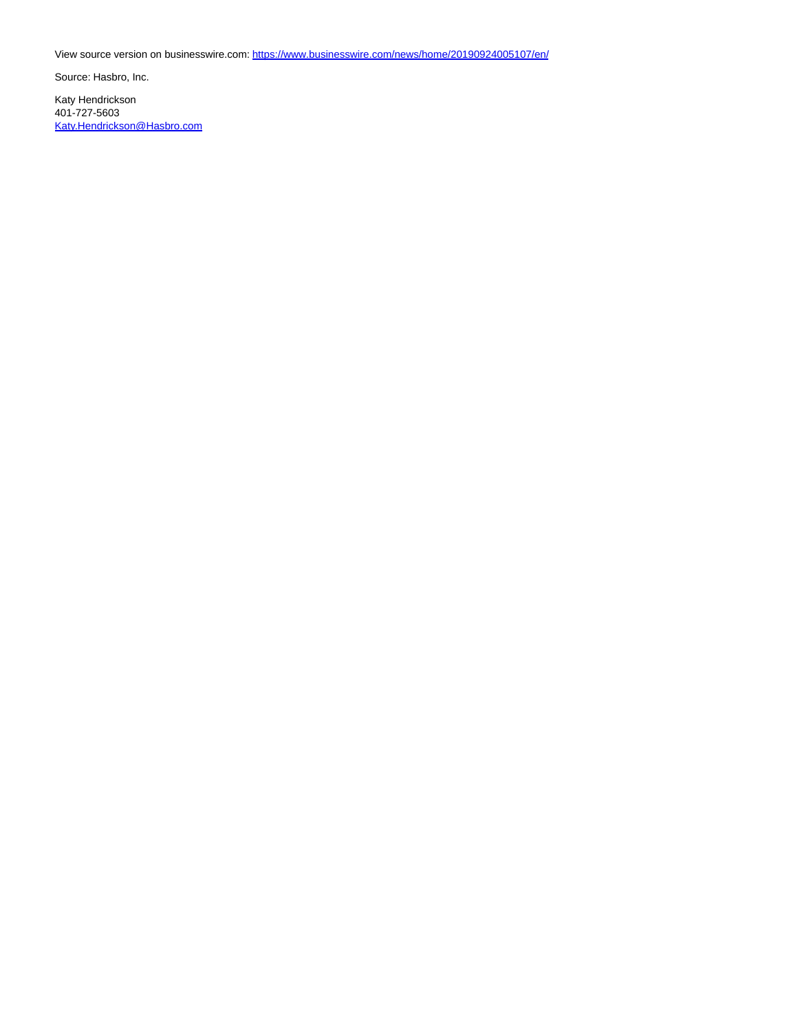View source version on businesswire.com: https://www.businesswire.com/news/home/20190924005107/en/

Source: Hasbro, Inc.

Katy Hendrickson
401-727-5603
Katy.Hendrickson@Hasbro.com